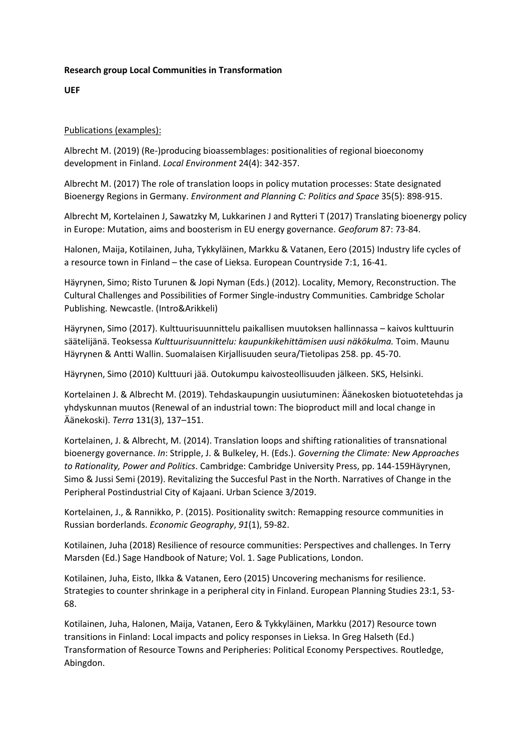**Research group Local Communities in Transformation**

**UEF**

Publications (examples):

Albrecht M. (2019) (Re-)producing bioassemblages: positionalities of regional bioeconomy development in Finland. *Local Environment* 24(4): 342-357.

Albrecht M. (2017) The role of translation loops in policy mutation processes: State designated Bioenergy Regions in Germany. *Environment and Planning C: Politics and Space* 35(5): 898-915.

Albrecht M, Kortelainen J, Sawatzky M, Lukkarinen J and Rytteri T (2017) Translating bioenergy policy in Europe: Mutation, aims and boosterism in EU energy governance. *Geoforum* 87: 73-84.

Halonen, Maija, Kotilainen, Juha, Tykkyläinen, Markku & Vatanen, Eero (2015) Industry life cycles of a resource town in Finland – the case of Lieksa. European Countryside 7:1, 16-41.

Häyrynen, Simo; Risto Turunen & Jopi Nyman (Eds.) (2012). Locality, Memory, Reconstruction. The Cultural Challenges and Possibilities of Former Single-industry Communities. Cambridge Scholar Publishing. Newcastle. (Intro&Arikkeli)

Häyrynen, Simo (2017). Kulttuurisuunnittelu paikallisen muutoksen hallinnassa – kaivos kulttuurin säätelijänä. Teoksessa *Kulttuurisuunnittelu: kaupunkikehittämisen uusi näkökulma.* Toim. Maunu Häyrynen & Antti Wallin. Suomalaisen Kirjallisuuden seura/Tietolipas 258. pp. 45-70.

Häyrynen, Simo (2010) Kulttuuri jää. Outokumpu kaivosteollisuuden jälkeen. SKS, Helsinki.

Kortelainen J. & Albrecht M. (2019). Tehdaskaupungin uusiutuminen: Äänekosken biotuotetehdas ja yhdyskunnan muutos (Renewal of an industrial town: The bioproduct mill and local change in Äänekoski). *Terra* 131(3), 137–151.

Kortelainen, J. & Albrecht, M. (2014). Translation loops and shifting rationalities of transnational bioenergy governance. *In*: Stripple, J. & Bulkeley, H. (Eds.). *Governing the Climate: New Approaches to Rationality, Power and Politics*. Cambridge: Cambridge University Press, pp. 144-159Häyrynen, Simo & Jussi Semi (2019). Revitalizing the Succesful Past in the North. Narratives of Change in the Peripheral Postindustrial City of Kajaani. Urban Science 3/2019.

Kortelainen, J., & Rannikko, P. (2015). Positionality switch: Remapping resource communities in Russian borderlands. *Economic Geography*, *91*(1), 59-82.

Kotilainen, Juha (2018) Resilience of resource communities: Perspectives and challenges. In Terry Marsden (Ed.) Sage Handbook of Nature; Vol. 1. Sage Publications, London.

Kotilainen, Juha, Eisto, Ilkka & Vatanen, Eero (2015) Uncovering mechanisms for resilience. Strategies to counter shrinkage in a peripheral city in Finland. European Planning Studies 23:1, 53-68.

Kotilainen, Juha, Halonen, Maija, Vatanen, Eero & Tykkyläinen, Markku (2017) Resource town transitions in Finland: Local impacts and policy responses in Lieksa. In Greg Halseth (Ed.) Transformation of Resource Towns and Peripheries: Political Economy Perspectives. Routledge, Abingdon.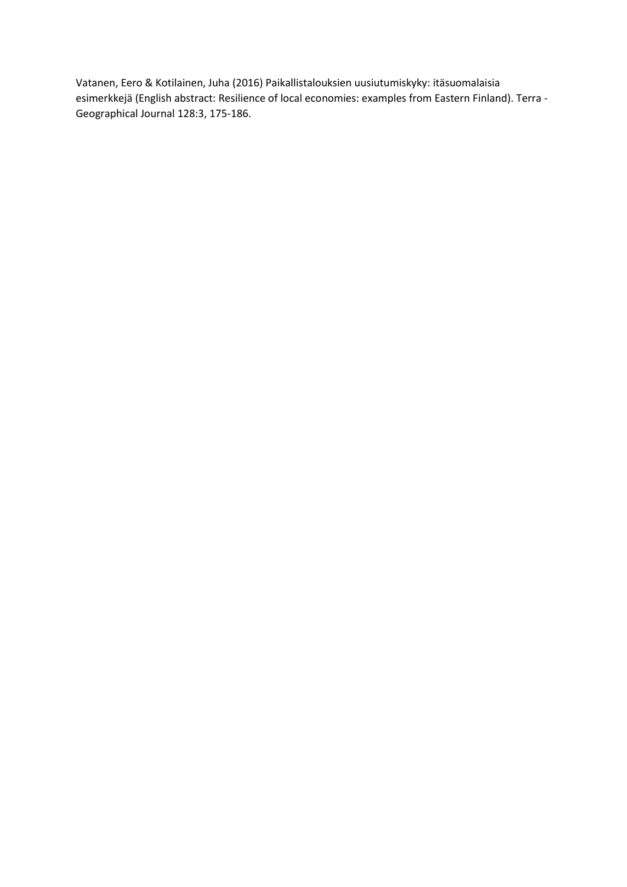Vatanen, Eero & Kotilainen, Juha (2016) Paikallistalouksien uusiutumiskyky: itäsuomalaisia esimerkkejä (English abstract: Resilience of local economies: examples from Eastern Finland). Terra - Geographical Journal 128:3, 175-186.